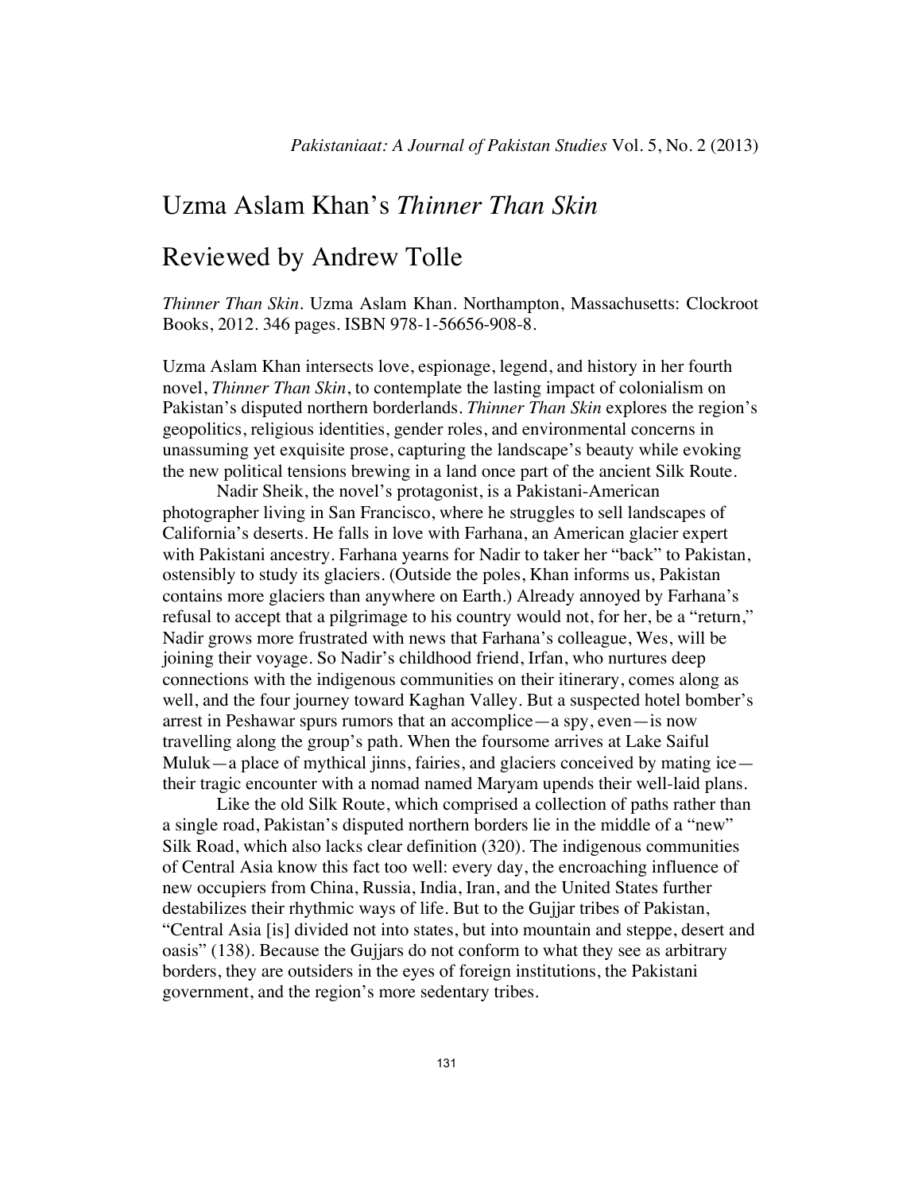# Uzma Aslam Khan's *Thinner Than Skin*

## Reviewed by Andrew Tolle

*Thinner Than Skin*. Uzma Aslam Khan. Northampton, Massachusetts: Clockroot Books, 2012. 346 pages. ISBN 978-1-56656-908-8.

Uzma Aslam Khan intersects love, espionage, legend, and history in her fourth novel, *Thinner Than Skin*, to contemplate the lasting impact of colonialism on Pakistan's disputed northern borderlands. *Thinner Than Skin* explores the region's geopolitics, religious identities, gender roles, and environmental concerns in unassuming yet exquisite prose, capturing the landscape's beauty while evoking the new political tensions brewing in a land once part of the ancient Silk Route.

Nadir Sheik, the novel's protagonist, is a Pakistani-American photographer living in San Francisco, where he struggles to sell landscapes of California's deserts. He falls in love with Farhana, an American glacier expert with Pakistani ancestry. Farhana yearns for Nadir to taker her "back" to Pakistan, ostensibly to study its glaciers. (Outside the poles, Khan informs us, Pakistan contains more glaciers than anywhere on Earth.) Already annoyed by Farhana's refusal to accept that a pilgrimage to his country would not, for her, be a "return," Nadir grows more frustrated with news that Farhana's colleague, Wes, will be joining their voyage. So Nadir's childhood friend, Irfan, who nurtures deep connections with the indigenous communities on their itinerary, comes along as well, and the four journey toward Kaghan Valley. But a suspected hotel bomber's arrest in Peshawar spurs rumors that an accomplice—a spy, even—is now travelling along the group's path. When the foursome arrives at Lake Saiful Muluk—a place of mythical jinns, fairies, and glaciers conceived by mating ice—their tragic encounter with a nomad named Maryam upends their well-laid plans.

Like the old Silk Route, which comprised a collection of paths rather than a single road, Pakistan's disputed northern borders lie in the middle of a "new" Silk Road, which also lacks clear definition (320). The indigenous communities of Central Asia know this fact too well: every day, the encroaching influence of new occupiers from China, Russia, India, Iran, and the United States further destabilizes their rhythmic ways of life. But to the Gujjar tribes of Pakistan, "Central Asia [is] divided not into states, but into mountain and steppe, desert and oasis" (138). Because the Gujjars do not conform to what they see as arbitrary borders, they are outsiders in the eyes of foreign institutions, the Pakistani government, and the region's more sedentary tribes.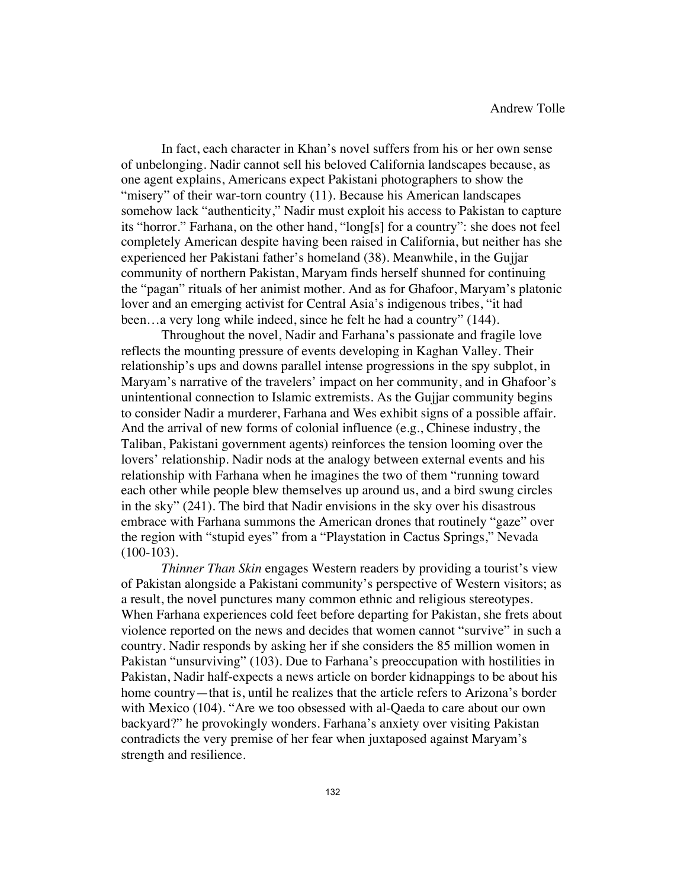In fact, each character in Khan's novel suffers from his or her own sense of unbelonging. Nadir cannot sell his beloved California landscapes because, as one agent explains, Americans expect Pakistani photographers to show the "misery" of their war-torn country (11). Because his American landscapes somehow lack "authenticity," Nadir must exploit his access to Pakistan to capture its "horror." Farhana, on the other hand, "long[s] for a country": she does not feel completely American despite having been raised in California, but neither has she experienced her Pakistani father's homeland (38). Meanwhile, in the Gujjar community of northern Pakistan, Maryam finds herself shunned for continuing the "pagan" rituals of her animist mother. And as for Ghafoor, Maryam's platonic lover and an emerging activist for Central Asia's indigenous tribes, "it had been…a very long while indeed, since he felt he had a country" (144).

Throughout the novel, Nadir and Farhana's passionate and fragile love reflects the mounting pressure of events developing in Kaghan Valley. Their relationship's ups and downs parallel intense progressions in the spy subplot, in Maryam's narrative of the travelers' impact on her community, and in Ghafoor's unintentional connection to Islamic extremists. As the Gujjar community begins to consider Nadir a murderer, Farhana and Wes exhibit signs of a possible affair. And the arrival of new forms of colonial influence (e.g., Chinese industry, the Taliban, Pakistani government agents) reinforces the tension looming over the lovers' relationship. Nadir nods at the analogy between external events and his relationship with Farhana when he imagines the two of them "running toward each other while people blew themselves up around us, and a bird swung circles in the sky" (241). The bird that Nadir envisions in the sky over his disastrous embrace with Farhana summons the American drones that routinely "gaze" over the region with "stupid eyes" from a "Playstation in Cactus Springs," Nevada (100-103).

*Thinner Than Skin* engages Western readers by providing a tourist's view of Pakistan alongside a Pakistani community's perspective of Western visitors; as a result, the novel punctures many common ethnic and religious stereotypes. When Farhana experiences cold feet before departing for Pakistan, she frets about violence reported on the news and decides that women cannot "survive" in such a country. Nadir responds by asking her if she considers the 85 million women in Pakistan "unsurviving" (103). Due to Farhana's preoccupation with hostilities in Pakistan, Nadir half-expects a news article on border kidnappings to be about his home country—that is, until he realizes that the article refers to Arizona's border with Mexico (104). "Are we too obsessed with al-Qaeda to care about our own backyard?" he provokingly wonders. Farhana's anxiety over visiting Pakistan contradicts the very premise of her fear when juxtaposed against Maryam's strength and resilience.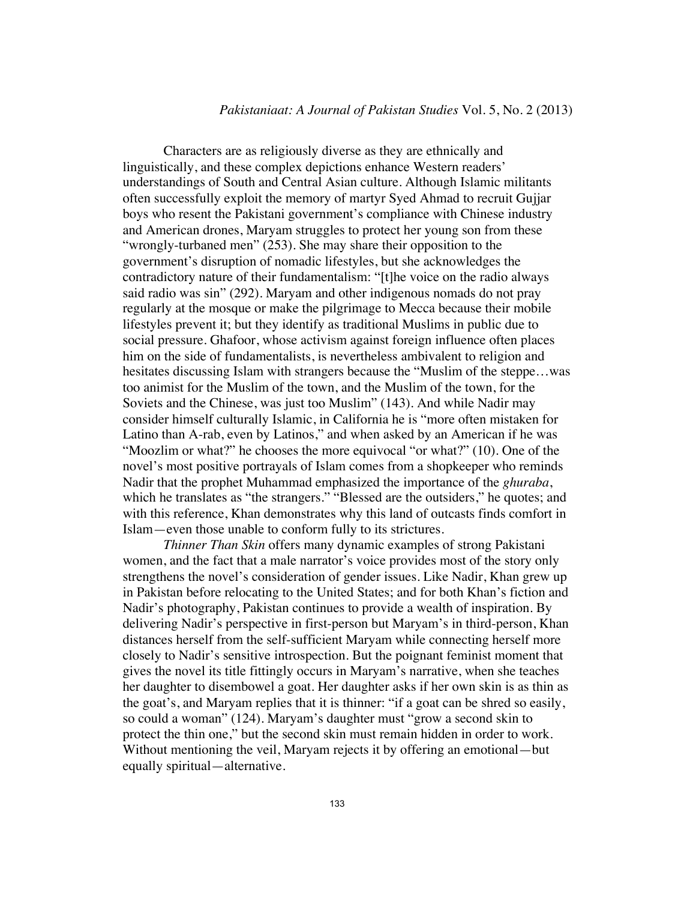Characters are as religiously diverse as they are ethnically and linguistically, and these complex depictions enhance Western readers' understandings of South and Central Asian culture. Although Islamic militants often successfully exploit the memory of martyr Syed Ahmad to recruit Gujjar boys who resent the Pakistani government's compliance with Chinese industry and American drones, Maryam struggles to protect her young son from these "wrongly-turbaned men" (253). She may share their opposition to the government's disruption of nomadic lifestyles, but she acknowledges the contradictory nature of their fundamentalism: "[t]he voice on the radio always said radio was sin" (292). Maryam and other indigenous nomads do not pray regularly at the mosque or make the pilgrimage to Mecca because their mobile lifestyles prevent it; but they identify as traditional Muslims in public due to social pressure. Ghafoor, whose activism against foreign influence often places him on the side of fundamentalists, is nevertheless ambivalent to religion and hesitates discussing Islam with strangers because the "Muslim of the steppe…was too animist for the Muslim of the town, and the Muslim of the town, for the Soviets and the Chinese, was just too Muslim" (143). And while Nadir may consider himself culturally Islamic, in California he is "more often mistaken for Latino than A-rab, even by Latinos," and when asked by an American if he was "Moozlim or what?" he chooses the more equivocal "or what?" (10). One of the novel's most positive portrayals of Islam comes from a shopkeeper who reminds Nadir that the prophet Muhammad emphasized the importance of the *ghuraba*, which he translates as "the strangers." "Blessed are the outsiders," he quotes; and with this reference, Khan demonstrates why this land of outcasts finds comfort in Islam—even those unable to conform fully to its strictures.

*Thinner Than Skin* offers many dynamic examples of strong Pakistani women, and the fact that a male narrator's voice provides most of the story only strengthens the novel's consideration of gender issues. Like Nadir, Khan grew up in Pakistan before relocating to the United States; and for both Khan's fiction and Nadir's photography, Pakistan continues to provide a wealth of inspiration. By delivering Nadir's perspective in first-person but Maryam's in third-person, Khan distances herself from the self-sufficient Maryam while connecting herself more closely to Nadir's sensitive introspection. But the poignant feminist moment that gives the novel its title fittingly occurs in Maryam's narrative, when she teaches her daughter to disembowel a goat. Her daughter asks if her own skin is as thin as the goat's, and Maryam replies that it is thinner: "if a goat can be shred so easily, so could a woman" (124). Maryam's daughter must "grow a second skin to protect the thin one," but the second skin must remain hidden in order to work. Without mentioning the veil, Maryam rejects it by offering an emotional—but equally spiritual—alternative.